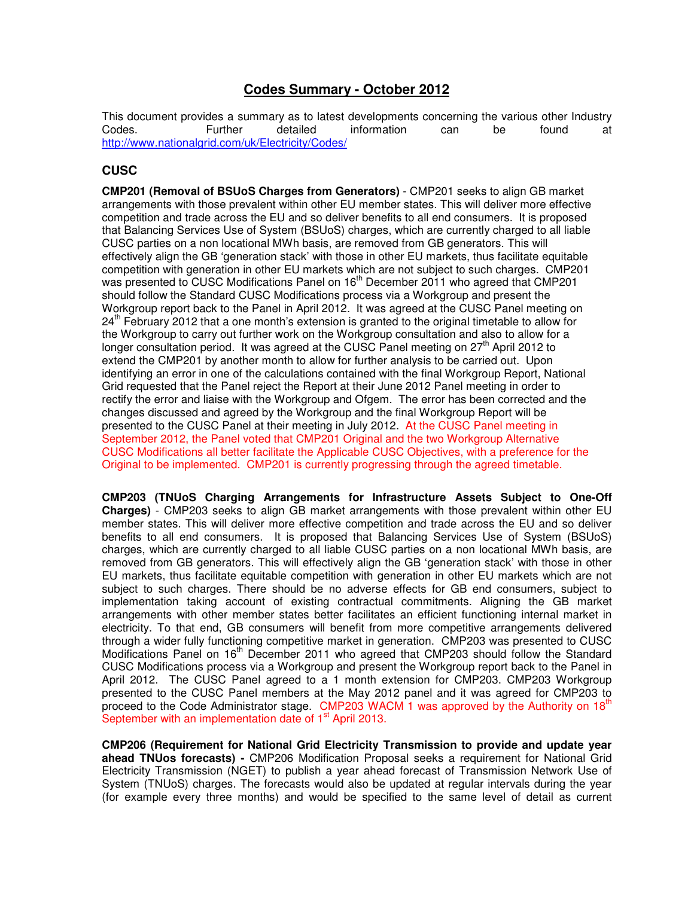# Codes Summary - October 2012

This document provides a summary as to latest developments concerning the various other Industry Codes. Further detailed information can be found at http://www.nationalgrid.com/uk/Electricity/Codes/

## CUSC

**CMP201 (Removal of BSUoS Charges from Generators)** - CMP201 seeks to align GB market arrangements with those prevalent within other EU member states. This will deliver more effective competition and trade across the EU and so deliver benefits to all end consumers. It is proposed that Balancing Services Use of System (BSUoS) charges, which are currently charged to all liable CUSC parties on a non locational MWh basis, are removed from GB generators. This will effectively align the GB 'generation stack' with those in other EU markets, thus facilitate equitable competition with generation in other EU markets which are not subject to such charges. CMP201 was presented to CUSC Modifications Panel on 16th December 2011 who agreed that CMP201 should follow the Standard CUSC Modifications process via a Workgroup and present the Workgroup report back to the Panel in April 2012. It was agreed at the CUSC Panel meeting on 24th February 2012 that a one month's extension is granted to the original timetable to allow for the Workgroup to carry out further work on the Workgroup consultation and also to allow for a longer consultation period. It was agreed at the CUSC Panel meeting on 27th April 2012 to extend the CMP201 by another month to allow for further analysis to be carried out. Upon identifying an error in one of the calculations contained with the final Workgroup Report, National Grid requested that the Panel reject the Report at their June 2012 Panel meeting in order to rectify the error and liaise with the Workgroup and Ofgem. The error has been corrected and the changes discussed and agreed by the Workgroup and the final Workgroup Report will be presented to the CUSC Panel at their meeting in July 2012. At the CUSC Panel meeting in September 2012, the Panel voted that CMP201 Original and the two Workgroup Alternative CUSC Modifications all better facilitate the Applicable CUSC Objectives, with a preference for the Original to be implemented. CMP201 is currently progressing through the agreed timetable.

**CMP203 (TNUoS Charging Arrangements for Infrastructure Assets Subject to One-Off Charges)** - CMP203 seeks to align GB market arrangements with those prevalent within other EU member states. This will deliver more effective competition and trade across the EU and so deliver benefits to all end consumers. It is proposed that Balancing Services Use of System (BSUoS) charges, which are currently charged to all liable CUSC parties on a non locational MWh basis, are removed from GB generators. This will effectively align the GB 'generation stack' with those in other EU markets, thus facilitate equitable competition with generation in other EU markets which are not subject to such charges. There should be no adverse effects for GB end consumers, subject to implementation taking account of existing contractual commitments. Aligning the GB market arrangements with other member states better facilitates an efficient functioning internal market in electricity. To that end, GB consumers will benefit from more competitive arrangements delivered through a wider fully functioning competitive market in generation. CMP203 was presented to CUSC Modifications Panel on 16th December 2011 who agreed that CMP203 should follow the Standard CUSC Modifications process via a Workgroup and present the Workgroup report back to the Panel in April 2012. The CUSC Panel agreed to a 1 month extension for CMP203. CMP203 Workgroup presented to the CUSC Panel members at the May 2012 panel and it was agreed for CMP203 to proceed to the Code Administrator stage. CMP203 WACM 1 was approved by the Authority on 18th September with an implementation date of 1st April 2013.

**CMP206 (Requirement for National Grid Electricity Transmission to provide and update year ahead TNUos forecasts) -** CMP206 Modification Proposal seeks a requirement for National Grid Electricity Transmission (NGET) to publish a year ahead forecast of Transmission Network Use of System (TNUoS) charges. The forecasts would also be updated at regular intervals during the year (for example every three months) and would be specified to the same level of detail as current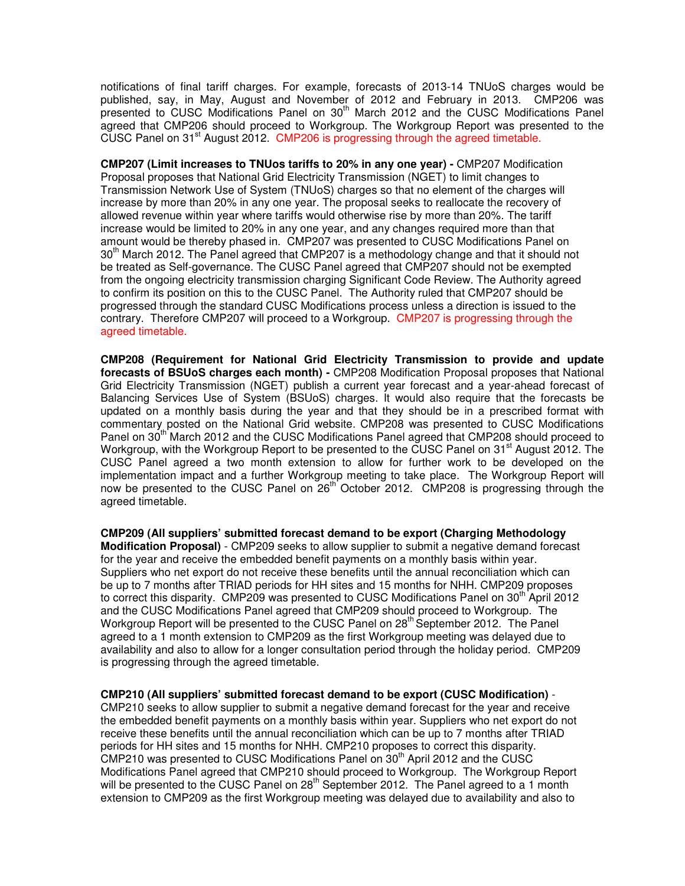notifications of final tariff charges. For example, forecasts of 2013-14 TNUoS charges would be published, say, in May, August and November of 2012 and February in 2013. CMP206 was presented to CUSC Modifications Panel on 30th March 2012 and the CUSC Modifications Panel agreed that CMP206 should proceed to Workgroup. The Workgroup Report was presented to the CUSC Panel on 31st August 2012. CMP206 is progressing through the agreed timetable.

**CMP207 (Limit increases to TNUos tariffs to 20% in any one year) -** CMP207 Modification Proposal proposes that National Grid Electricity Transmission (NGET) to limit changes to Transmission Network Use of System (TNUoS) charges so that no element of the charges will increase by more than 20% in any one year. The proposal seeks to reallocate the recovery of allowed revenue within year where tariffs would otherwise rise by more than 20%. The tariff increase would be limited to 20% in any one year, and any changes required more than that amount would be thereby phased in. CMP207 was presented to CUSC Modifications Panel on 30th March 2012. The Panel agreed that CMP207 is a methodology change and that it should not be treated as Self-governance. The CUSC Panel agreed that CMP207 should not be exempted from the ongoing electricity transmission charging Significant Code Review. The Authority agreed to confirm its position on this to the CUSC Panel. The Authority ruled that CMP207 should be progressed through the standard CUSC Modifications process unless a direction is issued to the contrary. Therefore CMP207 will proceed to a Workgroup. CMP207 is progressing through the agreed timetable.

**CMP208 (Requirement for National Grid Electricity Transmission to provide and update forecasts of BSUoS charges each month) -** CMP208 Modification Proposal proposes that National Grid Electricity Transmission (NGET) publish a current year forecast and a year-ahead forecast of Balancing Services Use of System (BSUoS) charges. It would also require that the forecasts be updated on a monthly basis during the year and that they should be in a prescribed format with commentary posted on the National Grid website. CMP208 was presented to CUSC Modifications Panel on 30th March 2012 and the CUSC Modifications Panel agreed that CMP208 should proceed to Workgroup, with the Workgroup Report to be presented to the CUSC Panel on 31st August 2012. The CUSC Panel agreed a two month extension to allow for further work to be developed on the implementation impact and a further Workgroup meeting to take place. The Workgroup Report will now be presented to the CUSC Panel on 26th October 2012. CMP208 is progressing through the agreed timetable.

**CMP209 (All suppliers' submitted forecast demand to be export (Charging Methodology Modification Proposal)** - CMP209 seeks to allow supplier to submit a negative demand forecast for the year and receive the embedded benefit payments on a monthly basis within year. Suppliers who net export do not receive these benefits until the annual reconciliation which can be up to 7 months after TRIAD periods for HH sites and 15 months for NHH. CMP209 proposes to correct this disparity. CMP209 was presented to CUSC Modifications Panel on 30th April 2012 and the CUSC Modifications Panel agreed that CMP209 should proceed to Workgroup. The Workgroup Report will be presented to the CUSC Panel on 28th September 2012. The Panel agreed to a 1 month extension to CMP209 as the first Workgroup meeting was delayed due to availability and also to allow for a longer consultation period through the holiday period. CMP209 is progressing through the agreed timetable.

**CMP210 (All suppliers' submitted forecast demand to be export (CUSC Modification)** - CMP210 seeks to allow supplier to submit a negative demand forecast for the year and receive the embedded benefit payments on a monthly basis within year. Suppliers who net export do not receive these benefits until the annual reconciliation which can be up to 7 months after TRIAD periods for HH sites and 15 months for NHH. CMP210 proposes to correct this disparity. CMP210 was presented to CUSC Modifications Panel on 30th April 2012 and the CUSC Modifications Panel agreed that CMP210 should proceed to Workgroup. The Workgroup Report will be presented to the CUSC Panel on 28th September 2012. The Panel agreed to a 1 month extension to CMP209 as the first Workgroup meeting was delayed due to availability and also to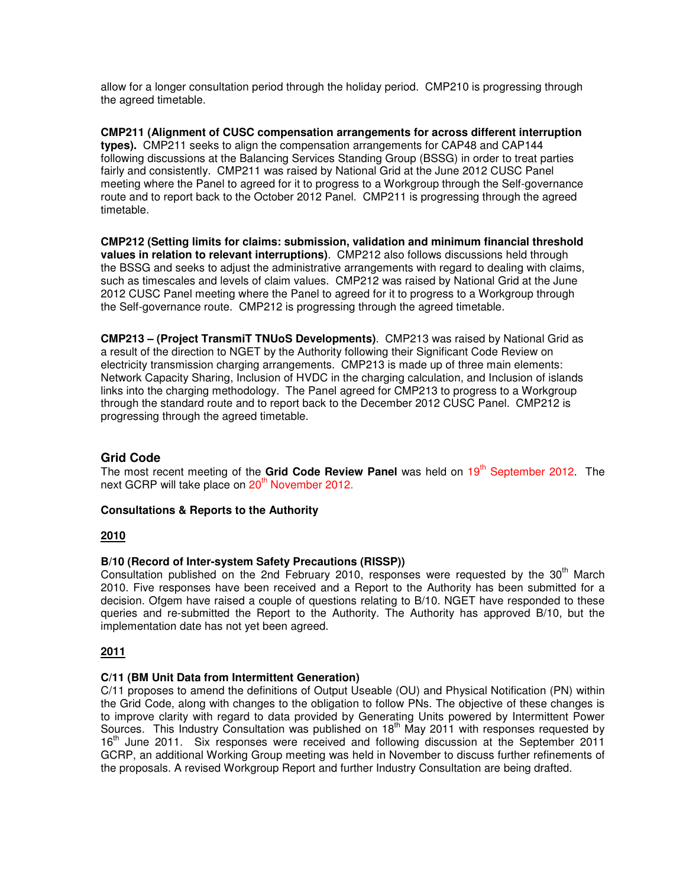allow for a longer consultation period through the holiday period. CMP210 is progressing through the agreed timetable.

**CMP211 (Alignment of CUSC compensation arrangements for across different interruption types).** CMP211 seeks to align the compensation arrangements for CAP48 and CAP144 following discussions at the Balancing Services Standing Group (BSSG) in order to treat parties fairly and consistently. CMP211 was raised by National Grid at the June 2012 CUSC Panel meeting where the Panel to agreed for it to progress to a Workgroup through the Self-governance route and to report back to the October 2012 Panel. CMP211 is progressing through the agreed timetable.

**CMP212 (Setting limits for claims: submission, validation and minimum financial threshold values in relation to relevant interruptions)**. CMP212 also follows discussions held through the BSSG and seeks to adjust the administrative arrangements with regard to dealing with claims, such as timescales and levels of claim values. CMP212 was raised by National Grid at the June 2012 CUSC Panel meeting where the Panel to agreed for it to progress to a Workgroup through the Self-governance route. CMP212 is progressing through the agreed timetable.

**CMP213 – (Project TransmiT TNUoS Developments)**. CMP213 was raised by National Grid as a result of the direction to NGET by the Authority following their Significant Code Review on electricity transmission charging arrangements. CMP213 is made up of three main elements: Network Capacity Sharing, Inclusion of HVDC in the charging calculation, and Inclusion of islands links into the charging methodology. The Panel agreed for CMP213 to progress to a Workgroup through the standard route and to report back to the December 2012 CUSC Panel. CMP212 is progressing through the agreed timetable.

## Grid Code

The most recent meeting of the **Grid Code Review Panel** was held on 19th September 2012. The next GCRP will take place on 20th November 2012.

**Consultations & Reports to the Authority**

**2010**

**B/10 (Record of Inter-system Safety Precautions (RISSP))**
Consultation published on the 2nd February 2010, responses were requested by the 30th March 2010. Five responses have been received and a Report to the Authority has been submitted for a decision. Ofgem have raised a couple of questions relating to B/10. NGET have responded to these queries and re-submitted the Report to the Authority. The Authority has approved B/10, but the implementation date has not yet been agreed.

**2011**

**C/11 (BM Unit Data from Intermittent Generation)**
C/11 proposes to amend the definitions of Output Useable (OU) and Physical Notification (PN) within the Grid Code, along with changes to the obligation to follow PNs. The objective of these changes is to improve clarity with regard to data provided by Generating Units powered by Intermittent Power Sources. This Industry Consultation was published on 18th May 2011 with responses requested by 16th June 2011. Six responses were received and following discussion at the September 2011 GCRP, an additional Working Group meeting was held in November to discuss further refinements of the proposals. A revised Workgroup Report and further Industry Consultation are being drafted.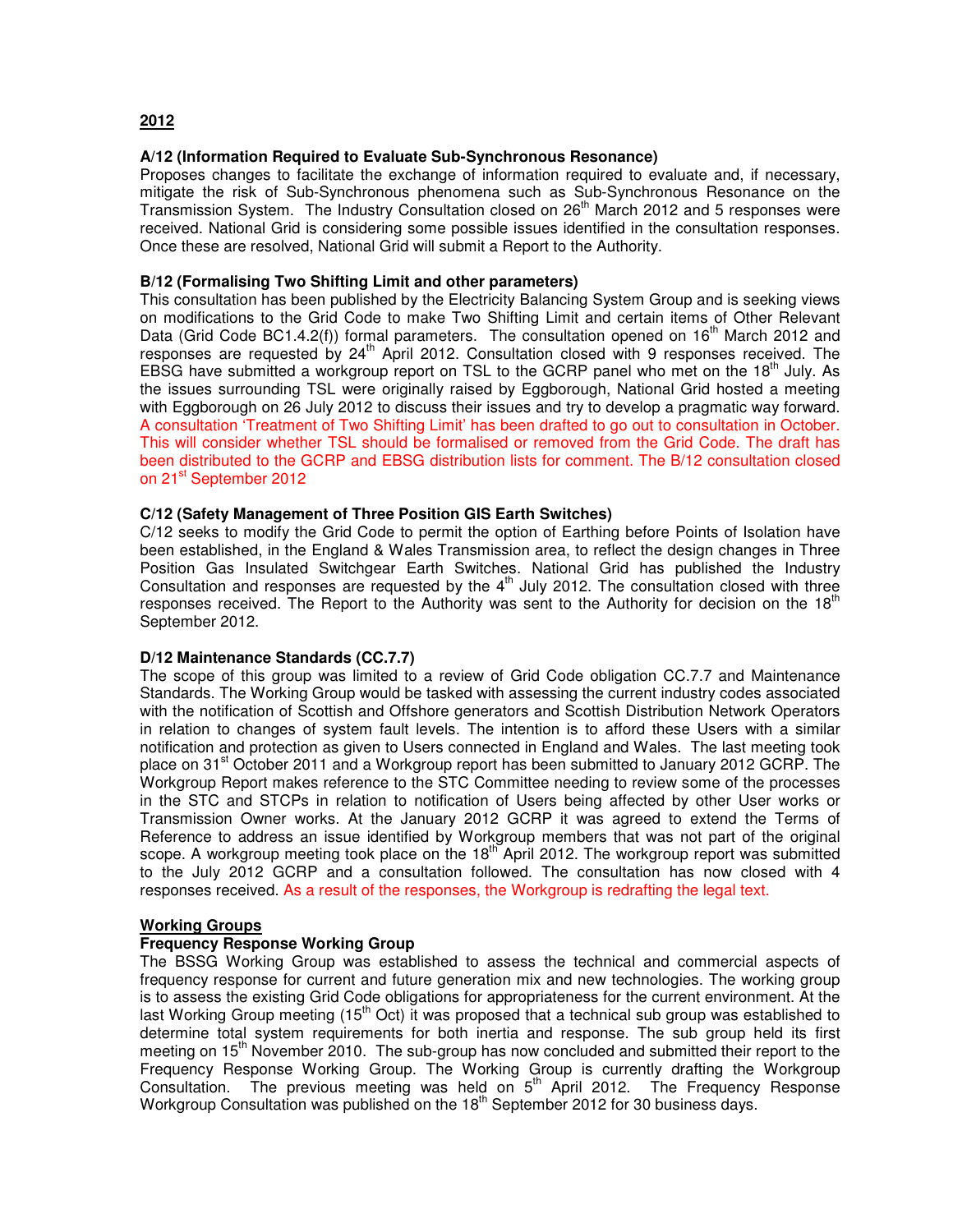## 2012

**A/12 (Information Required to Evaluate Sub-Synchronous Resonance)**

Proposes changes to facilitate the exchange of information required to evaluate and, if necessary, mitigate the risk of Sub-Synchronous phenomena such as Sub-Synchronous Resonance on the Transmission System. The Industry Consultation closed on 26th March 2012 and 5 responses were received. National Grid is considering some possible issues identified in the consultation responses. Once these are resolved, National Grid will submit a Report to the Authority.

**B/12 (Formalising Two Shifting Limit and other parameters)**

This consultation has been published by the Electricity Balancing System Group and is seeking views on modifications to the Grid Code to make Two Shifting Limit and certain items of Other Relevant Data (Grid Code BC1.4.2(f)) formal parameters. The consultation opened on 16th March 2012 and responses are requested by 24th April 2012. Consultation closed with 9 responses received. The EBSG have submitted a workgroup report on TSL to the GCRP panel who met on the 18th July. As the issues surrounding TSL were originally raised by Eggborough, National Grid hosted a meeting with Eggborough on 26 July 2012 to discuss their issues and try to develop a pragmatic way forward. A consultation 'Treatment of Two Shifting Limit' has been drafted to go out to consultation in October. This will consider whether TSL should be formalised or removed from the Grid Code. The draft has been distributed to the GCRP and EBSG distribution lists for comment. The B/12 consultation closed on 21st September 2012

**C/12 (Safety Management of Three Position GIS Earth Switches)**

C/12 seeks to modify the Grid Code to permit the option of Earthing before Points of Isolation have been established, in the England & Wales Transmission area, to reflect the design changes in Three Position Gas Insulated Switchgear Earth Switches. National Grid has published the Industry Consultation and responses are requested by the 4th July 2012. The consultation closed with three responses received. The Report to the Authority was sent to the Authority for decision on the 18th September 2012.

**D/12 Maintenance Standards (CC.7.7)**

The scope of this group was limited to a review of Grid Code obligation CC.7.7 and Maintenance Standards. The Working Group would be tasked with assessing the current industry codes associated with the notification of Scottish and Offshore generators and Scottish Distribution Network Operators in relation to changes of system fault levels. The intention is to afford these Users with a similar notification and protection as given to Users connected in England and Wales. The last meeting took place on 31st October 2011 and a Workgroup report has been submitted to January 2012 GCRP. The Workgroup Report makes reference to the STC Committee needing to review some of the processes in the STC and STCPs in relation to notification of Users being affected by other User works or Transmission Owner works. At the January 2012 GCRP it was agreed to extend the Terms of Reference to address an issue identified by Workgroup members that was not part of the original scope. A workgroup meeting took place on the 18th April 2012. The workgroup report was submitted to the July 2012 GCRP and a consultation followed. The consultation has now closed with 4 responses received. As a result of the responses, the Workgroup is redrafting the legal text.

## Working Groups

**Frequency Response Working Group**

The BSSG Working Group was established to assess the technical and commercial aspects of frequency response for current and future generation mix and new technologies. The working group is to assess the existing Grid Code obligations for appropriateness for the current environment. At the last Working Group meeting (15th Oct) it was proposed that a technical sub group was established to determine total system requirements for both inertia and response. The sub group held its first meeting on 15th November 2010. The sub-group has now concluded and submitted their report to the Frequency Response Working Group. The Working Group is currently drafting the Workgroup Consultation. The previous meeting was held on 5th April 2012. The Frequency Response Workgroup Consultation was published on the 18th September 2012 for 30 business days.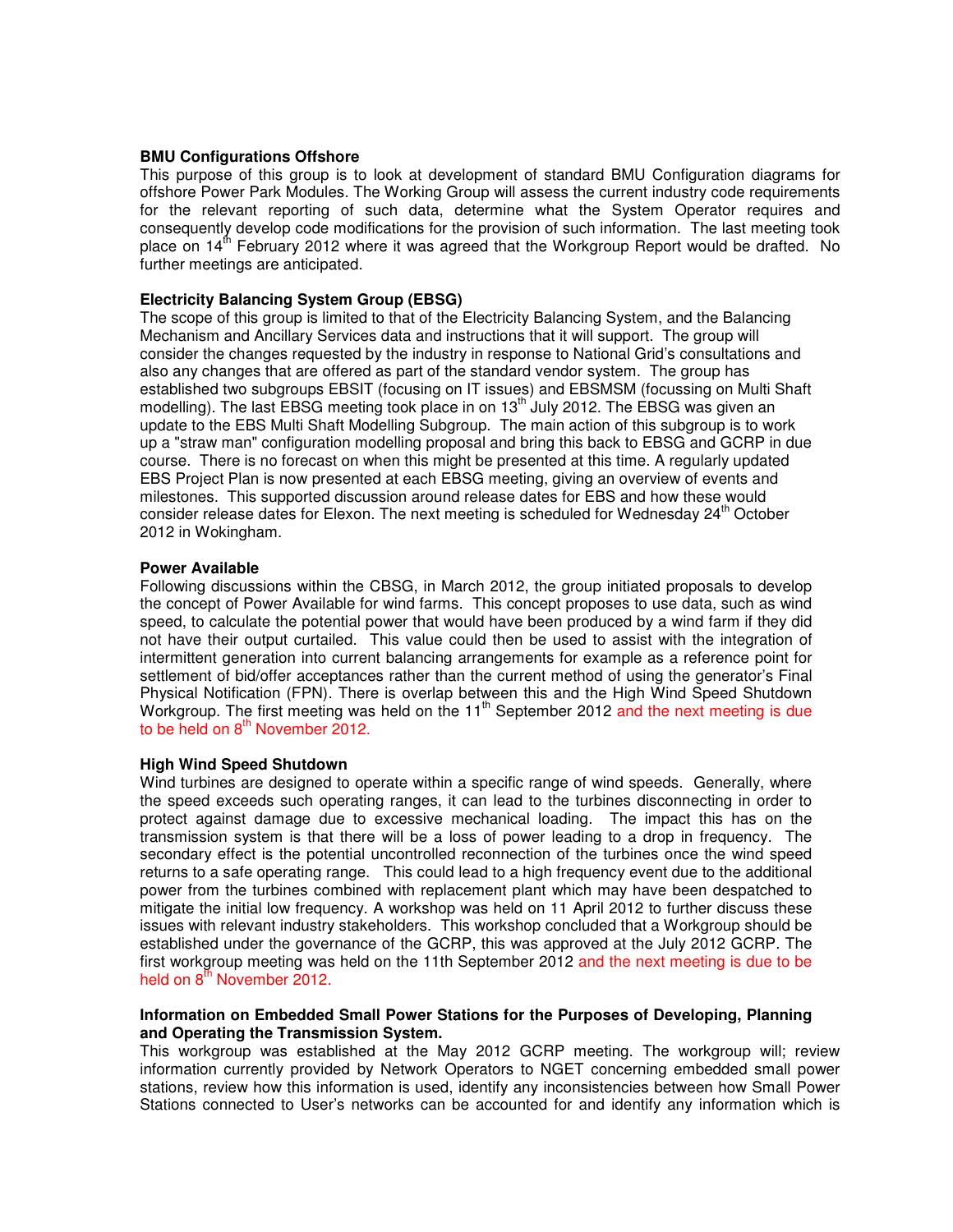**BMU Configurations Offshore**

This purpose of this group is to look at development of standard BMU Configuration diagrams for offshore Power Park Modules. The Working Group will assess the current industry code requirements for the relevant reporting of such data, determine what the System Operator requires and consequently develop code modifications for the provision of such information. The last meeting took place on 14th February 2012 where it was agreed that the Workgroup Report would be drafted. No further meetings are anticipated.

**Electricity Balancing System Group (EBSG)**

The scope of this group is limited to that of the Electricity Balancing System, and the Balancing Mechanism and Ancillary Services data and instructions that it will support. The group will consider the changes requested by the industry in response to National Grid's consultations and also any changes that are offered as part of the standard vendor system. The group has established two subgroups EBSIT (focusing on IT issues) and EBSMSM (focussing on Multi Shaft modelling). The last EBSG meeting took place in on 13th July 2012. The EBSG was given an update to the EBS Multi Shaft Modelling Subgroup. The main action of this subgroup is to work up a "straw man" configuration modelling proposal and bring this back to EBSG and GCRP in due course. There is no forecast on when this might be presented at this time. A regularly updated EBS Project Plan is now presented at each EBSG meeting, giving an overview of events and milestones. This supported discussion around release dates for EBS and how these would consider release dates for Elexon. The next meeting is scheduled for Wednesday 24th October 2012 in Wokingham.

**Power Available**

Following discussions within the CBSG, in March 2012, the group initiated proposals to develop the concept of Power Available for wind farms. This concept proposes to use data, such as wind speed, to calculate the potential power that would have been produced by a wind farm if they did not have their output curtailed. This value could then be used to assist with the integration of intermittent generation into current balancing arrangements for example as a reference point for settlement of bid/offer acceptances rather than the current method of using the generator's Final Physical Notification (FPN). There is overlap between this and the High Wind Speed Shutdown Workgroup. The first meeting was held on the 11th September 2012 and the next meeting is due to be held on 8th November 2012.

**High Wind Speed Shutdown**

Wind turbines are designed to operate within a specific range of wind speeds. Generally, where the speed exceeds such operating ranges, it can lead to the turbines disconnecting in order to protect against damage due to excessive mechanical loading. The impact this has on the transmission system is that there will be a loss of power leading to a drop in frequency. The secondary effect is the potential uncontrolled reconnection of the turbines once the wind speed returns to a safe operating range. This could lead to a high frequency event due to the additional power from the turbines combined with replacement plant which may have been despatched to mitigate the initial low frequency. A workshop was held on 11 April 2012 to further discuss these issues with relevant industry stakeholders. This workshop concluded that a Workgroup should be established under the governance of the GCRP, this was approved at the July 2012 GCRP. The first workgroup meeting was held on the 11th September 2012 and the next meeting is due to be held on 8th November 2012.

**Information on Embedded Small Power Stations for the Purposes of Developing, Planning and Operating the Transmission System.**

This workgroup was established at the May 2012 GCRP meeting. The workgroup will; review information currently provided by Network Operators to NGET concerning embedded small power stations, review how this information is used, identify any inconsistencies between how Small Power Stations connected to User's networks can be accounted for and identify any information which is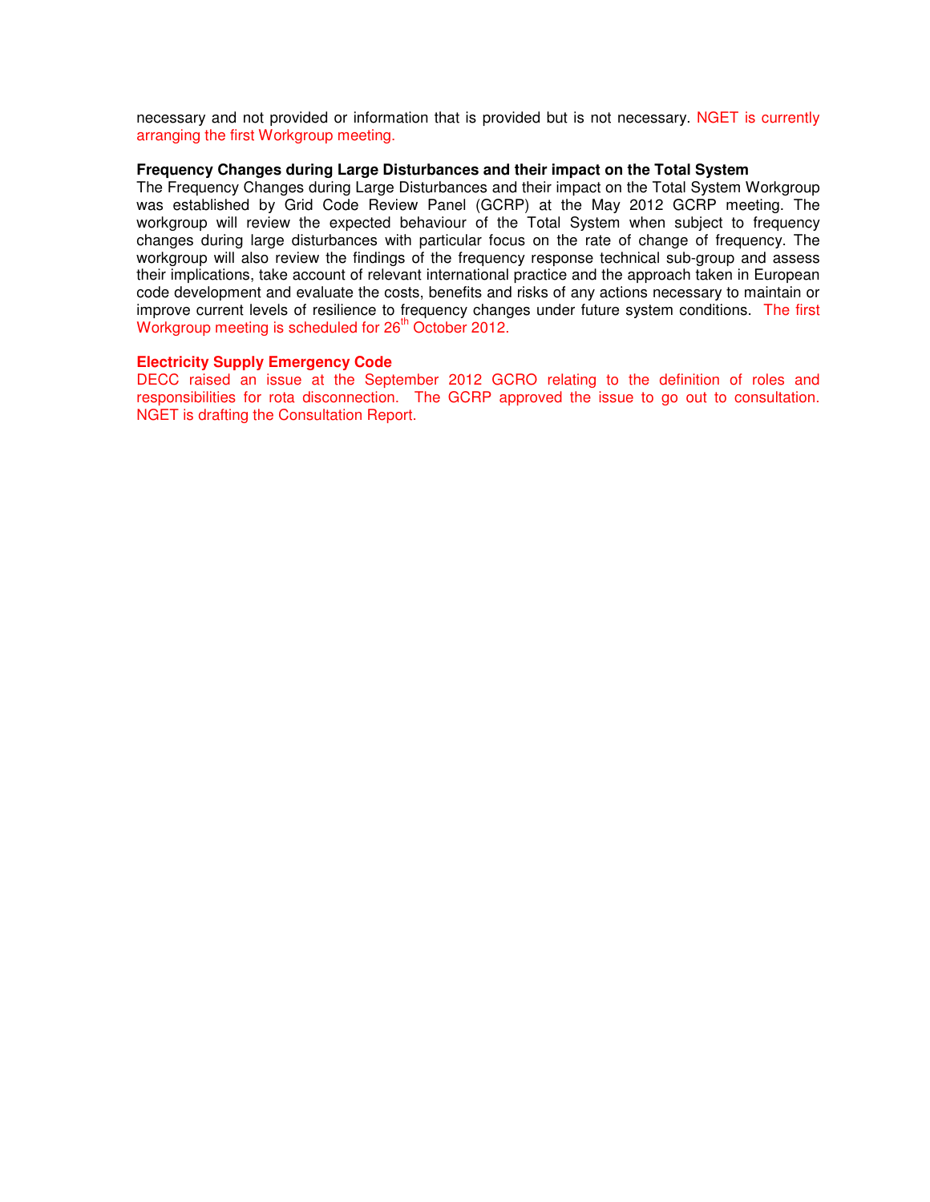necessary and not provided or information that is provided but is not necessary. NGET is currently arranging the first Workgroup meeting.

**Frequency Changes during Large Disturbances and their impact on the Total System**

The Frequency Changes during Large Disturbances and their impact on the Total System Workgroup was established by Grid Code Review Panel (GCRP) at the May 2012 GCRP meeting. The workgroup will review the expected behaviour of the Total System when subject to frequency changes during large disturbances with particular focus on the rate of change of frequency. The workgroup will also review the findings of the frequency response technical sub-group and assess their implications, take account of relevant international practice and the approach taken in European code development and evaluate the costs, benefits and risks of any actions necessary to maintain or improve current levels of resilience to frequency changes under future system conditions. The first Workgroup meeting is scheduled for 26th October 2012.

**Electricity Supply Emergency Code**

DECC raised an issue at the September 2012 GCRO relating to the definition of roles and responsibilities for rota disconnection. The GCRP approved the issue to go out to consultation. NGET is drafting the Consultation Report.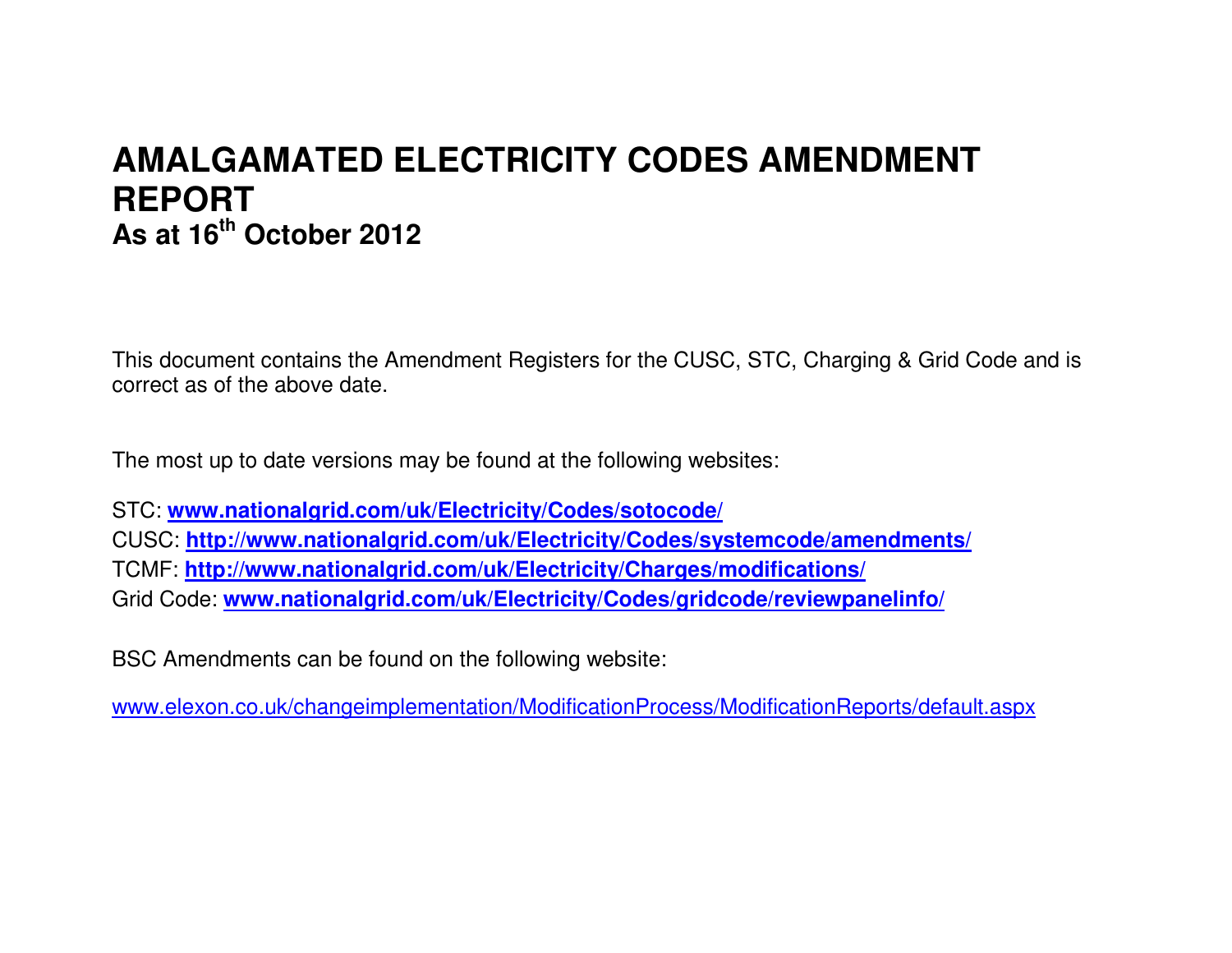# AMALGAMATED ELECTRICITY CODES AMENDMENT REPORT

## As at 16th October 2012

This document contains the Amendment Registers for the CUSC, STC, Charging & Grid Code and is correct as of the above date.

The most up to date versions may be found at the following websites:

STC: **www.nationalgrid.com/uk/Electricity/Codes/sotocode/**
CUSC: **http://www.nationalgrid.com/uk/Electricity/Codes/systemcode/amendments/**
TCMF: **http://www.nationalgrid.com/uk/Electricity/Charges/modifications/**
Grid Code: **www.nationalgrid.com/uk/Electricity/Codes/gridcode/reviewpanelinfo/**

BSC Amendments can be found on the following website:

www.elexon.co.uk/changeimplementation/ModificationProcess/ModificationReports/default.aspx